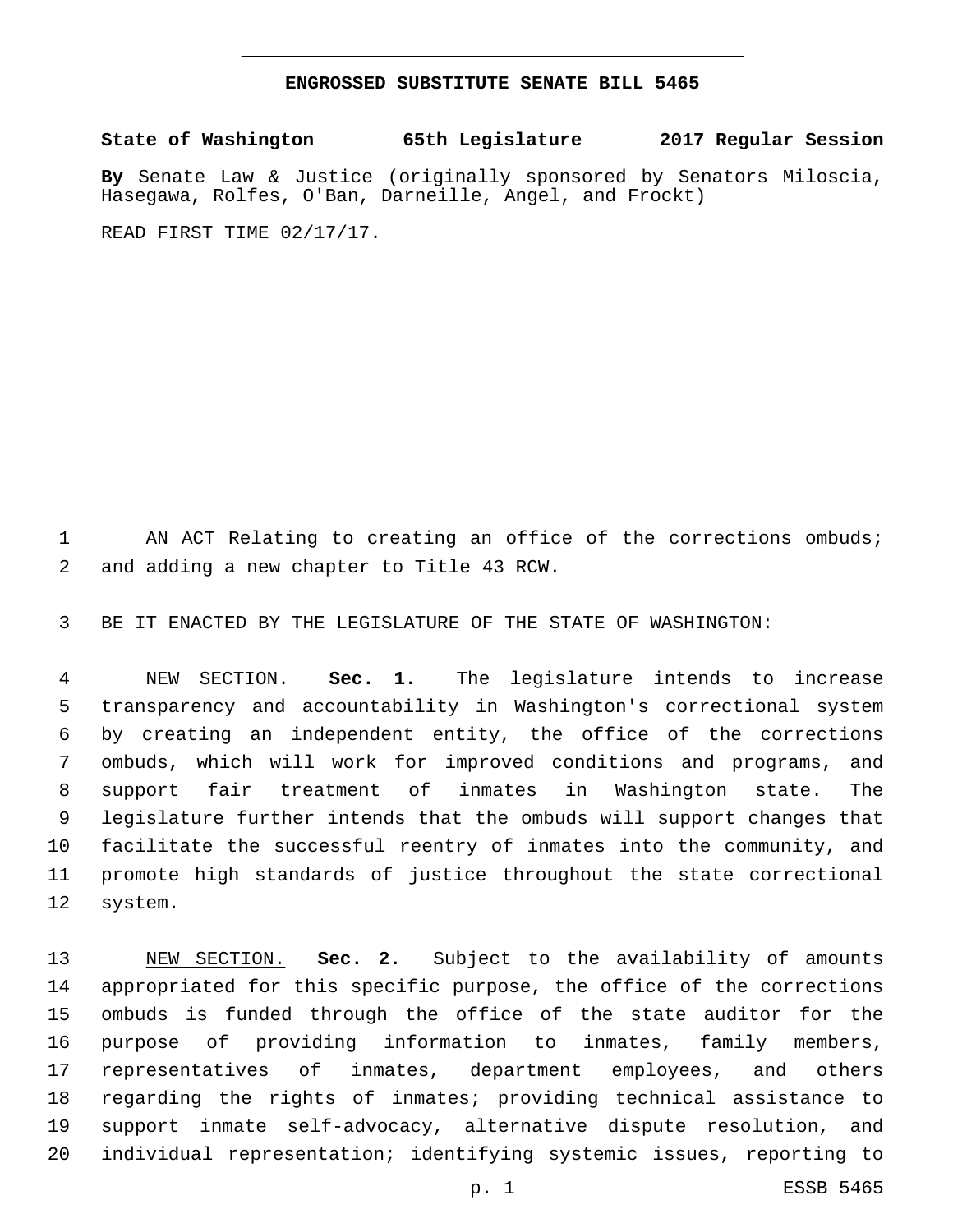# ENGROSSED SUBSTITUTE SENATE BILL 5465

**State of Washington 65th Legislature 2017 Regular Session**

**By** Senate Law & Justice (originally sponsored by Senators Miloscia, Hasegawa, Rolfes, O'Ban, Darneille, Angel, and Frockt)

READ FIRST TIME 02/17/17.

AN ACT Relating to creating an office of the corrections ombuds; and adding a new chapter to Title 43 RCW.

BE IT ENACTED BY THE LEGISLATURE OF THE STATE OF WASHINGTON:

NEW SECTION. **Sec. 1.** The legislature intends to increase transparency and accountability in Washington's correctional system by creating an independent entity, the office of the corrections ombuds, which will work for improved conditions and programs, and support fair treatment of inmates in Washington state. The legislature further intends that the ombuds will support changes that facilitate the successful reentry of inmates into the community, and promote high standards of justice throughout the state correctional system.

NEW SECTION. **Sec. 2.** Subject to the availability of amounts appropriated for this specific purpose, the office of the corrections ombuds is funded through the office of the state auditor for the purpose of providing information to inmates, family members, representatives of inmates, department employees, and others regarding the rights of inmates; providing technical assistance to support inmate self-advocacy, alternative dispute resolution, and individual representation; identifying systemic issues, reporting to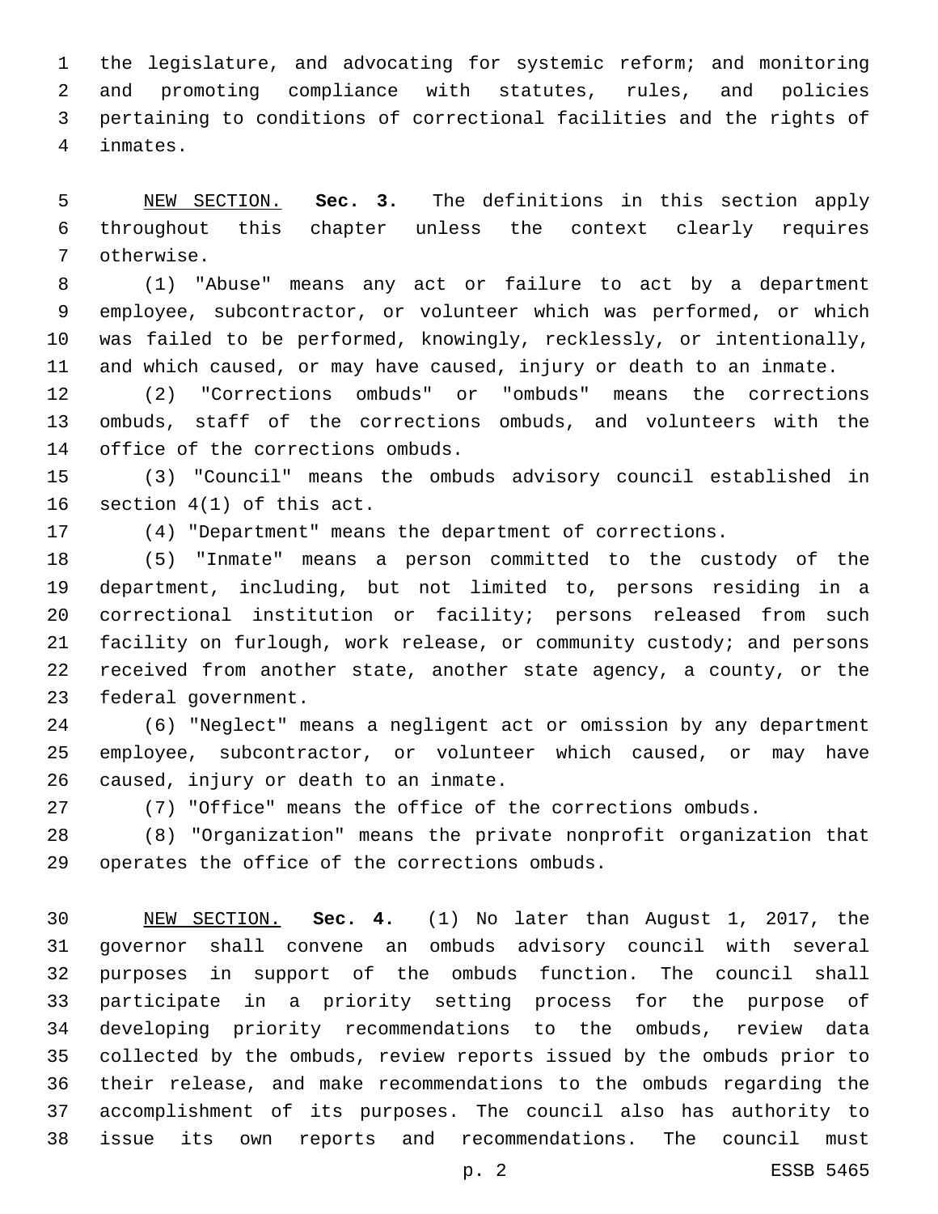the legislature, and advocating for systemic reform; and monitoring and promoting compliance with statutes, rules, and policies pertaining to conditions of correctional facilities and the rights of inmates.

NEW SECTION. **Sec. 3.** The definitions in this section apply throughout this chapter unless the context clearly requires otherwise.

(1) "Abuse" means any act or failure to act by a department employee, subcontractor, or volunteer which was performed, or which was failed to be performed, knowingly, recklessly, or intentionally, and which caused, or may have caused, injury or death to an inmate.

(2) "Corrections ombuds" or "ombuds" means the corrections ombuds, staff of the corrections ombuds, and volunteers with the office of the corrections ombuds.

(3) "Council" means the ombuds advisory council established in section 4(1) of this act.

(4) "Department" means the department of corrections.

(5) "Inmate" means a person committed to the custody of the department, including, but not limited to, persons residing in a correctional institution or facility; persons released from such facility on furlough, work release, or community custody; and persons received from another state, another state agency, a county, or the federal government.

(6) "Neglect" means a negligent act or omission by any department employee, subcontractor, or volunteer which caused, or may have caused, injury or death to an inmate.

(7) "Office" means the office of the corrections ombuds.

(8) "Organization" means the private nonprofit organization that operates the office of the corrections ombuds.

NEW SECTION. **Sec. 4.** (1) No later than August 1, 2017, the governor shall convene an ombuds advisory council with several purposes in support of the ombuds function. The council shall participate in a priority setting process for the purpose of developing priority recommendations to the ombuds, review data collected by the ombuds, review reports issued by the ombuds prior to their release, and make recommendations to the ombuds regarding the accomplishment of its purposes. The council also has authority to issue its own reports and recommendations. The council must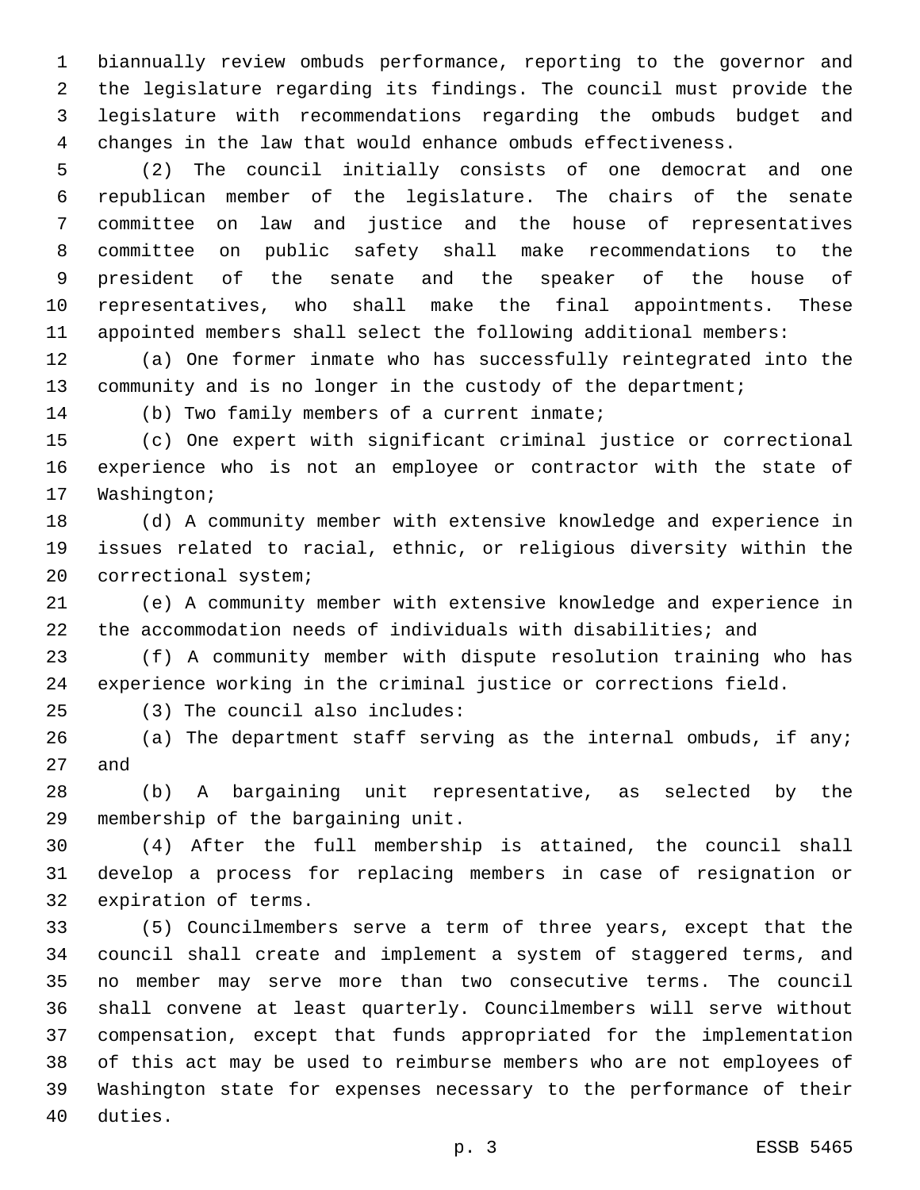biannually review ombuds performance, reporting to the governor and the legislature regarding its findings. The council must provide the legislature with recommendations regarding the ombuds budget and changes in the law that would enhance ombuds effectiveness.

(2) The council initially consists of one democrat and one republican member of the legislature. The chairs of the senate committee on law and justice and the house of representatives committee on public safety shall make recommendations to the president of the senate and the speaker of the house of representatives, who shall make the final appointments. These appointed members shall select the following additional members:

(a) One former inmate who has successfully reintegrated into the community and is no longer in the custody of the department;

(b) Two family members of a current inmate;

(c) One expert with significant criminal justice or correctional experience who is not an employee or contractor with the state of Washington;

(d) A community member with extensive knowledge and experience in issues related to racial, ethnic, or religious diversity within the correctional system;

(e) A community member with extensive knowledge and experience in the accommodation needs of individuals with disabilities; and

(f) A community member with dispute resolution training who has experience working in the criminal justice or corrections field.

(3) The council also includes:

(a) The department staff serving as the internal ombuds, if any; and

(b) A bargaining unit representative, as selected by the membership of the bargaining unit.

(4) After the full membership is attained, the council shall develop a process for replacing members in case of resignation or expiration of terms.

(5) Councilmembers serve a term of three years, except that the council shall create and implement a system of staggered terms, and no member may serve more than two consecutive terms. The council shall convene at least quarterly. Councilmembers will serve without compensation, except that funds appropriated for the implementation of this act may be used to reimburse members who are not employees of Washington state for expenses necessary to the performance of their duties.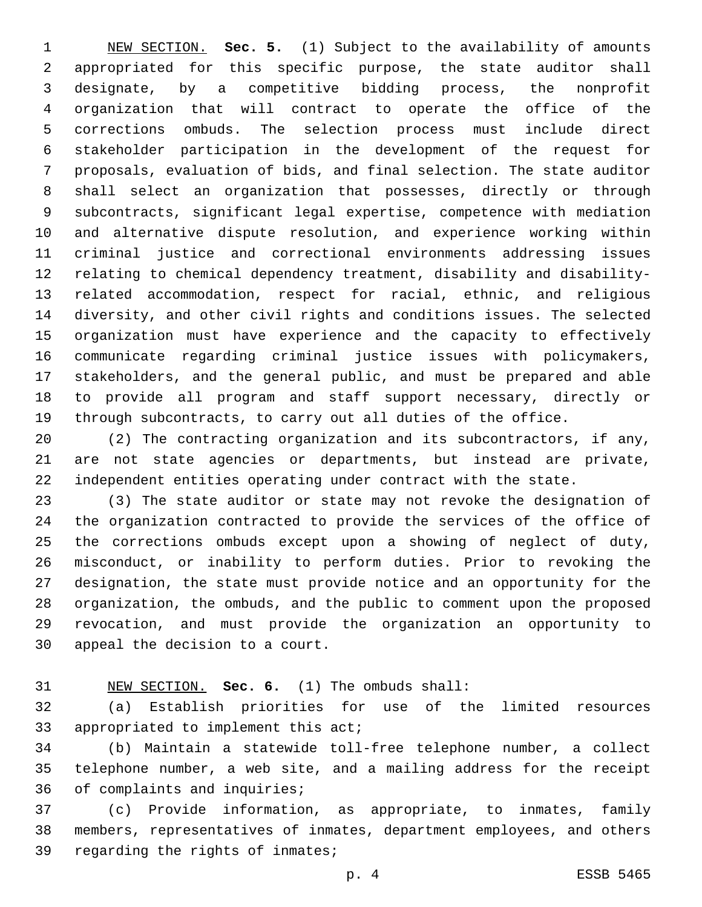NEW SECTION. **Sec. 5.** (1) Subject to the availability of amounts appropriated for this specific purpose, the state auditor shall designate, by a competitive bidding process, the nonprofit organization that will contract to operate the office of the corrections ombuds. The selection process must include direct stakeholder participation in the development of the request for proposals, evaluation of bids, and final selection. The state auditor shall select an organization that possesses, directly or through subcontracts, significant legal expertise, competence with mediation and alternative dispute resolution, and experience working within criminal justice and correctional environments addressing issues relating to chemical dependency treatment, disability and disability-related accommodation, respect for racial, ethnic, and religious diversity, and other civil rights and conditions issues. The selected organization must have experience and the capacity to effectively communicate regarding criminal justice issues with policymakers, stakeholders, and the general public, and must be prepared and able to provide all program and staff support necessary, directly or through subcontracts, to carry out all duties of the office.

(2) The contracting organization and its subcontractors, if any, are not state agencies or departments, but instead are private, independent entities operating under contract with the state.

(3) The state auditor or state may not revoke the designation of the organization contracted to provide the services of the office of the corrections ombuds except upon a showing of neglect of duty, misconduct, or inability to perform duties. Prior to revoking the designation, the state must provide notice and an opportunity for the organization, the ombuds, and the public to comment upon the proposed revocation, and must provide the organization an opportunity to appeal the decision to a court.

NEW SECTION. **Sec. 6.** (1) The ombuds shall:

(a) Establish priorities for use of the limited resources appropriated to implement this act;

(b) Maintain a statewide toll-free telephone number, a collect telephone number, a web site, and a mailing address for the receipt of complaints and inquiries;

(c) Provide information, as appropriate, to inmates, family members, representatives of inmates, department employees, and others regarding the rights of inmates;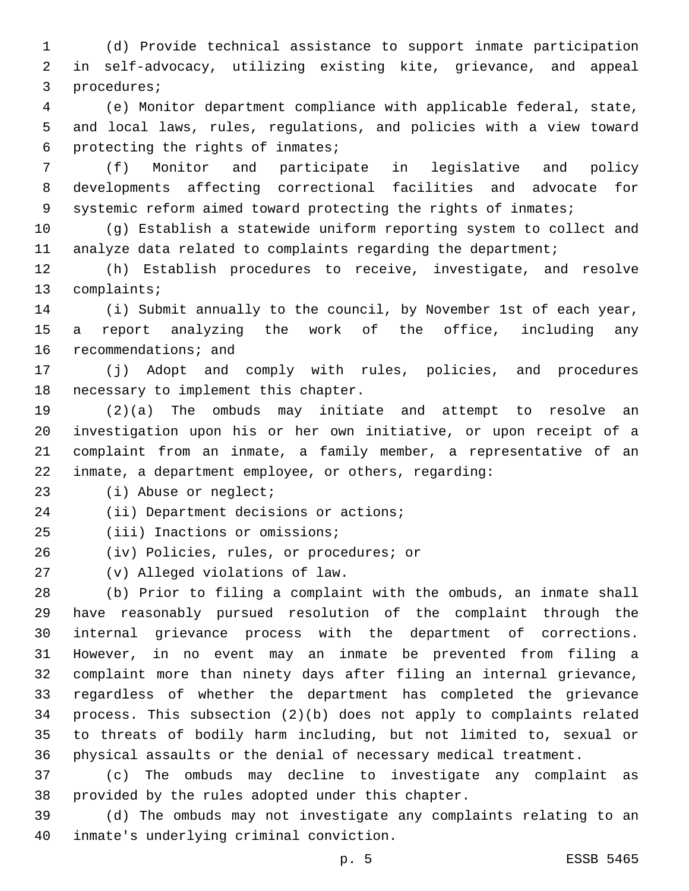(d) Provide technical assistance to support inmate participation in self-advocacy, utilizing existing kite, grievance, and appeal procedures;

(e) Monitor department compliance with applicable federal, state, and local laws, rules, regulations, and policies with a view toward protecting the rights of inmates;

(f) Monitor and participate in legislative and policy developments affecting correctional facilities and advocate for systemic reform aimed toward protecting the rights of inmates;

(g) Establish a statewide uniform reporting system to collect and analyze data related to complaints regarding the department;

(h) Establish procedures to receive, investigate, and resolve complaints;

(i) Submit annually to the council, by November 1st of each year, a report analyzing the work of the office, including any recommendations; and

(j) Adopt and comply with rules, policies, and procedures necessary to implement this chapter.

(2)(a) The ombuds may initiate and attempt to resolve an investigation upon his or her own initiative, or upon receipt of a complaint from an inmate, a family member, a representative of an inmate, a department employee, or others, regarding:

(i) Abuse or neglect;

(ii) Department decisions or actions;

(iii) Inactions or omissions;

(iv) Policies, rules, or procedures; or

(v) Alleged violations of law.

(b) Prior to filing a complaint with the ombuds, an inmate shall have reasonably pursued resolution of the complaint through the internal grievance process with the department of corrections. However, in no event may an inmate be prevented from filing a complaint more than ninety days after filing an internal grievance, regardless of whether the department has completed the grievance process. This subsection (2)(b) does not apply to complaints related to threats of bodily harm including, but not limited to, sexual or physical assaults or the denial of necessary medical treatment.

(c) The ombuds may decline to investigate any complaint as provided by the rules adopted under this chapter.

(d) The ombuds may not investigate any complaints relating to an inmate's underlying criminal conviction.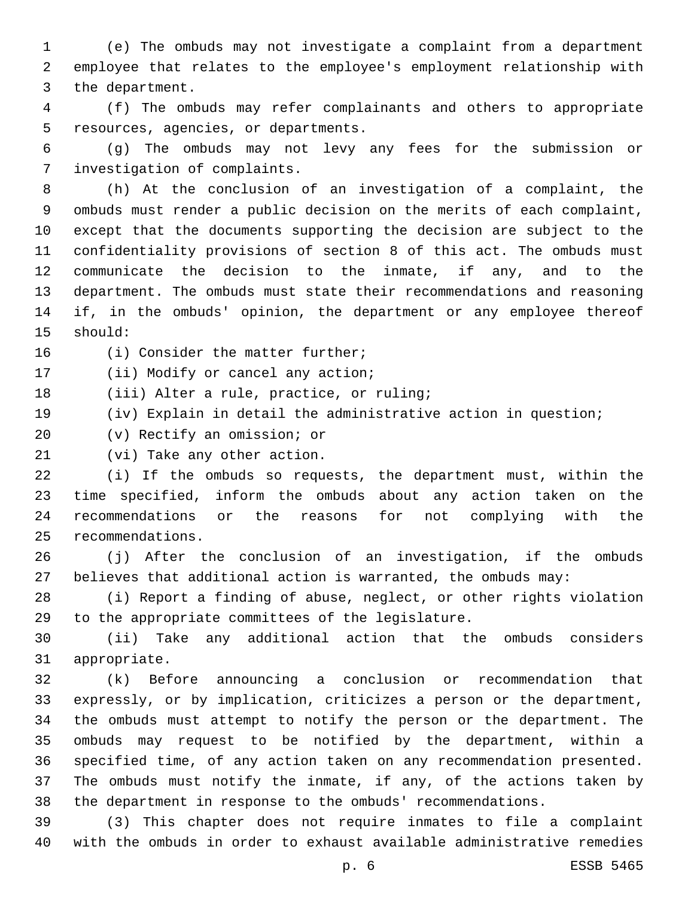(e) The ombuds may not investigate a complaint from a department employee that relates to the employee's employment relationship with the department.

(f) The ombuds may refer complainants and others to appropriate resources, agencies, or departments.

(g) The ombuds may not levy any fees for the submission or investigation of complaints.

(h) At the conclusion of an investigation of a complaint, the ombuds must render a public decision on the merits of each complaint, except that the documents supporting the decision are subject to the confidentiality provisions of section 8 of this act. The ombuds must communicate the decision to the inmate, if any, and to the department. The ombuds must state their recommendations and reasoning if, in the ombuds' opinion, the department or any employee thereof should:

(i) Consider the matter further;

(ii) Modify or cancel any action;

(iii) Alter a rule, practice, or ruling;

(iv) Explain in detail the administrative action in question;

(v) Rectify an omission; or

(vi) Take any other action.

(i) If the ombuds so requests, the department must, within the time specified, inform the ombuds about any action taken on the recommendations or the reasons for not complying with the recommendations.

(j) After the conclusion of an investigation, if the ombuds believes that additional action is warranted, the ombuds may:

(i) Report a finding of abuse, neglect, or other rights violation to the appropriate committees of the legislature.

(ii) Take any additional action that the ombuds considers appropriate.

(k) Before announcing a conclusion or recommendation that expressly, or by implication, criticizes a person or the department, the ombuds must attempt to notify the person or the department. The ombuds may request to be notified by the department, within a specified time, of any action taken on any recommendation presented. The ombuds must notify the inmate, if any, of the actions taken by the department in response to the ombuds' recommendations.

(3) This chapter does not require inmates to file a complaint with the ombuds in order to exhaust available administrative remedies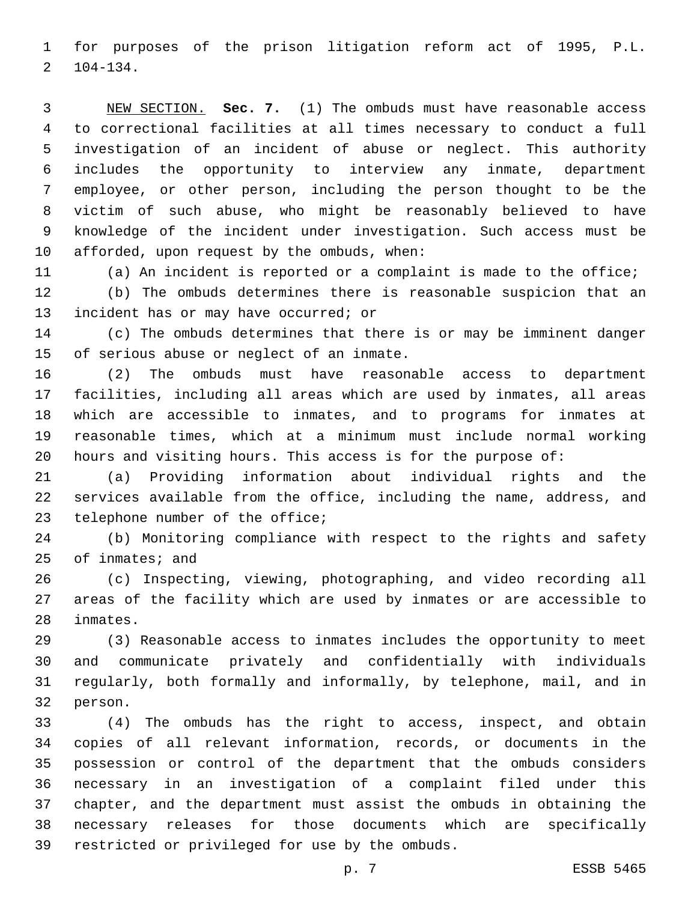for purposes of the prison litigation reform act of 1995, P.L. 104-134.

NEW SECTION. **Sec. 7.** (1) The ombuds must have reasonable access to correctional facilities at all times necessary to conduct a full investigation of an incident of abuse or neglect. This authority includes the opportunity to interview any inmate, department employee, or other person, including the person thought to be the victim of such abuse, who might be reasonably believed to have knowledge of the incident under investigation. Such access must be afforded, upon request by the ombuds, when:

(a) An incident is reported or a complaint is made to the office;

(b) The ombuds determines there is reasonable suspicion that an incident has or may have occurred; or

(c) The ombuds determines that there is or may be imminent danger of serious abuse or neglect of an inmate.

(2) The ombuds must have reasonable access to department facilities, including all areas which are used by inmates, all areas which are accessible to inmates, and to programs for inmates at reasonable times, which at a minimum must include normal working hours and visiting hours. This access is for the purpose of:

(a) Providing information about individual rights and the services available from the office, including the name, address, and telephone number of the office;

(b) Monitoring compliance with respect to the rights and safety of inmates; and

(c) Inspecting, viewing, photographing, and video recording all areas of the facility which are used by inmates or are accessible to inmates.

(3) Reasonable access to inmates includes the opportunity to meet and communicate privately and confidentially with individuals regularly, both formally and informally, by telephone, mail, and in person.

(4) The ombuds has the right to access, inspect, and obtain copies of all relevant information, records, or documents in the possession or control of the department that the ombuds considers necessary in an investigation of a complaint filed under this chapter, and the department must assist the ombuds in obtaining the necessary releases for those documents which are specifically restricted or privileged for use by the ombuds.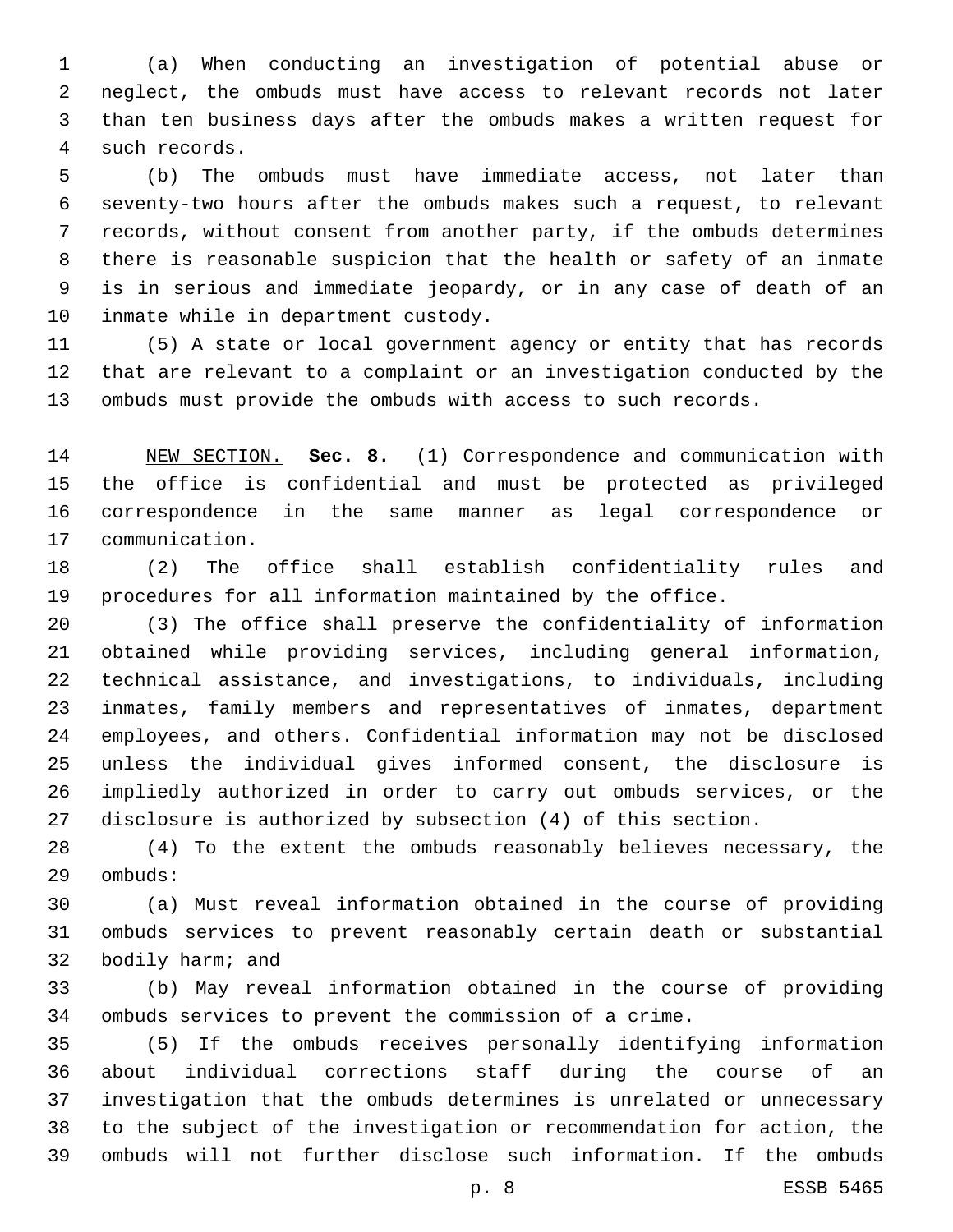(a) When conducting an investigation of potential abuse or neglect, the ombuds must have access to relevant records not later than ten business days after the ombuds makes a written request for such records.

(b) The ombuds must have immediate access, not later than seventy-two hours after the ombuds makes such a request, to relevant records, without consent from another party, if the ombuds determines there is reasonable suspicion that the health or safety of an inmate is in serious and immediate jeopardy, or in any case of death of an inmate while in department custody.

(5) A state or local government agency or entity that has records that are relevant to a complaint or an investigation conducted by the ombuds must provide the ombuds with access to such records.

NEW SECTION. **Sec. 8.** (1) Correspondence and communication with the office is confidential and must be protected as privileged correspondence in the same manner as legal correspondence or communication.

(2) The office shall establish confidentiality rules and procedures for all information maintained by the office.

(3) The office shall preserve the confidentiality of information obtained while providing services, including general information, technical assistance, and investigations, to individuals, including inmates, family members and representatives of inmates, department employees, and others. Confidential information may not be disclosed unless the individual gives informed consent, the disclosure is impliedly authorized in order to carry out ombuds services, or the disclosure is authorized by subsection (4) of this section.

(4) To the extent the ombuds reasonably believes necessary, the ombuds:

(a) Must reveal information obtained in the course of providing ombuds services to prevent reasonably certain death or substantial bodily harm; and

(b) May reveal information obtained in the course of providing ombuds services to prevent the commission of a crime.

(5) If the ombuds receives personally identifying information about individual corrections staff during the course of an investigation that the ombuds determines is unrelated or unnecessary to the subject of the investigation or recommendation for action, the ombuds will not further disclose such information. If the ombuds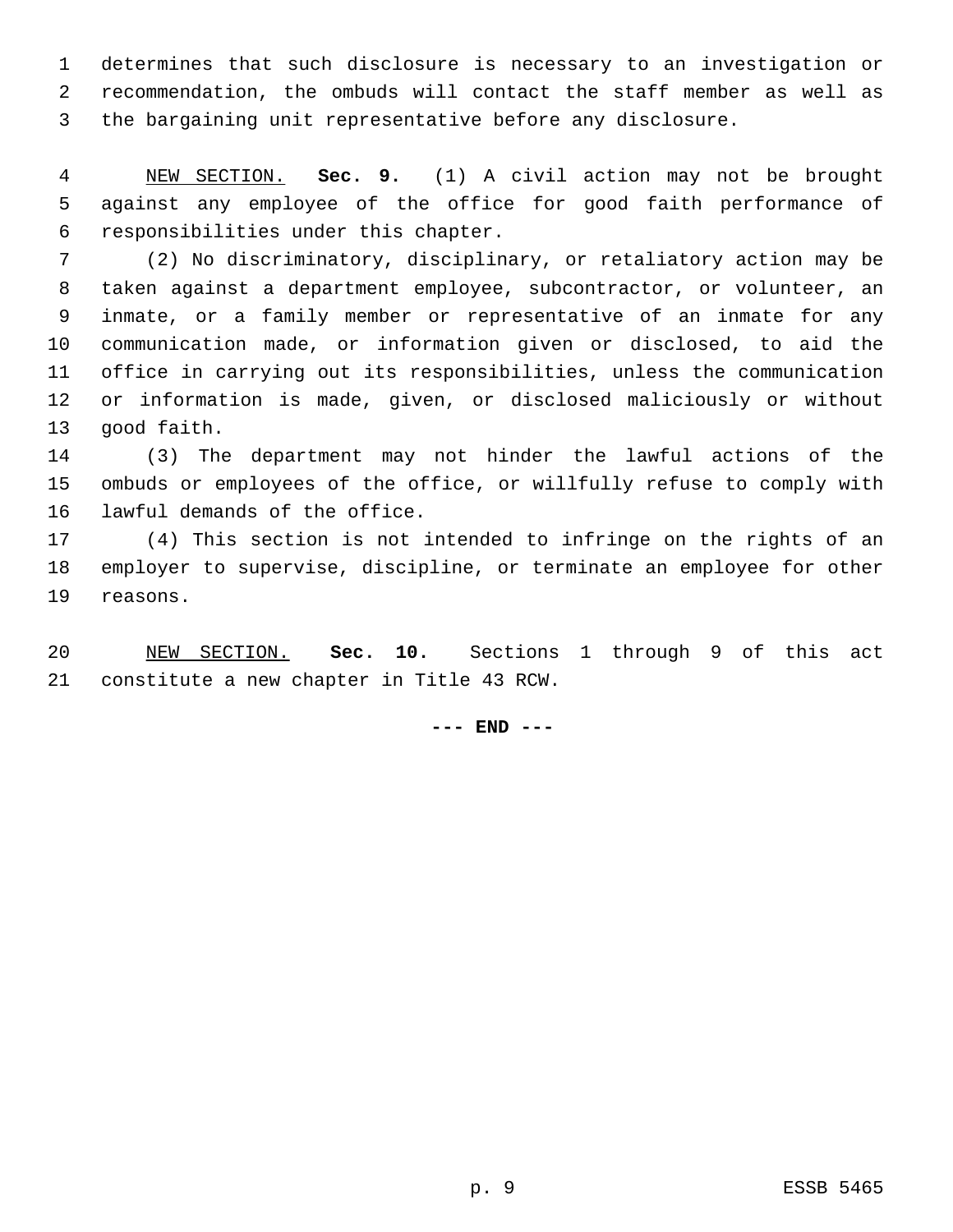determines that such disclosure is necessary to an investigation or recommendation, the ombuds will contact the staff member as well as the bargaining unit representative before any disclosure.

NEW SECTION. **Sec. 9.** (1) A civil action may not be brought against any employee of the office for good faith performance of responsibilities under this chapter.

(2) No discriminatory, disciplinary, or retaliatory action may be taken against a department employee, subcontractor, or volunteer, an inmate, or a family member or representative of an inmate for any communication made, or information given or disclosed, to aid the office in carrying out its responsibilities, unless the communication or information is made, given, or disclosed maliciously or without good faith.

(3) The department may not hinder the lawful actions of the ombuds or employees of the office, or willfully refuse to comply with lawful demands of the office.

(4) This section is not intended to infringe on the rights of an employer to supervise, discipline, or terminate an employee for other reasons.

NEW SECTION. **Sec. 10.** Sections 1 through 9 of this act constitute a new chapter in Title 43 RCW.

**--- END ---**